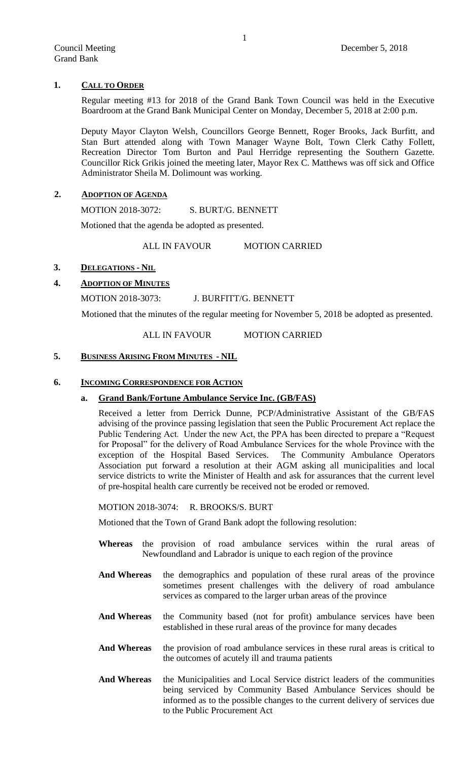## 1. CALL TO ORDER

Regular meeting #13 for 2018 of the Grand Bank Town Council was held in the Executive Boardroom at the Grand Bank Municipal Center on Monday, December 5, 2018 at 2:00 p.m.

Deputy Mayor Clayton Welsh, Councillors George Bennett, Roger Brooks, Jack Burfitt, and Stan Burt attended along with Town Manager Wayne Bolt, Town Clerk Cathy Follett, Recreation Director Tom Burton and Paul Herridge representing the Southern Gazette. Councillor Rick Grikis joined the meeting later, Mayor Rex C. Matthews was off sick and Office Administrator Sheila M. Dolimount was working.

## 2. ADOPTION OF AGENDA

MOTION 2018-3072: S. BURT/G. BENNETT

Motioned that the agenda be adopted as presented.

ALL IN FAVOUR MOTION CARRIED

## 3. DELEGATIONS - NIL

## 4. ADOPTION OF MINUTES

MOTION 2018-3073: J. BURFITT/G. BENNETT

Motioned that the minutes of the regular meeting for November 5, 2018 be adopted as presented.

ALL IN FAVOUR MOTION CARRIED

## 5. BUSINESS ARISING FROM MINUTES - NIL

## 6. INCOMING CORRESPONDENCE FOR ACTION

### a. Grand Bank/Fortune Ambulance Service Inc. (GB/FAS)

Received a letter from Derrick Dunne, PCP/Administrative Assistant of the GB/FAS advising of the province passing legislation that seen the Public Procurement Act replace the Public Tendering Act. Under the new Act, the PPA has been directed to prepare a "Request for Proposal" for the delivery of Road Ambulance Services for the whole Province with the exception of the Hospital Based Services. The Community Ambulance Operators Association put forward a resolution at their AGM asking all municipalities and local service districts to write the Minister of Health and ask for assurances that the current level of pre-hospital health care currently be received not be eroded or removed.

MOTION 2018-3074: R. BROOKS/S. BURT

Motioned that the Town of Grand Bank adopt the following resolution:

**Whereas** the provision of road ambulance services within the rural areas of Newfoundland and Labrador is unique to each region of the province

**And Whereas** the demographics and population of these rural areas of the province sometimes present challenges with the delivery of road ambulance services as compared to the larger urban areas of the province

**And Whereas** the Community based (not for profit) ambulance services have been established in these rural areas of the province for many decades

**And Whereas** the provision of road ambulance services in these rural areas is critical to the outcomes of acutely ill and trauma patients

**And Whereas** the Municipalities and Local Service district leaders of the communities being serviced by Community Based Ambulance Services should be informed as to the possible changes to the current delivery of services due to the Public Procurement Act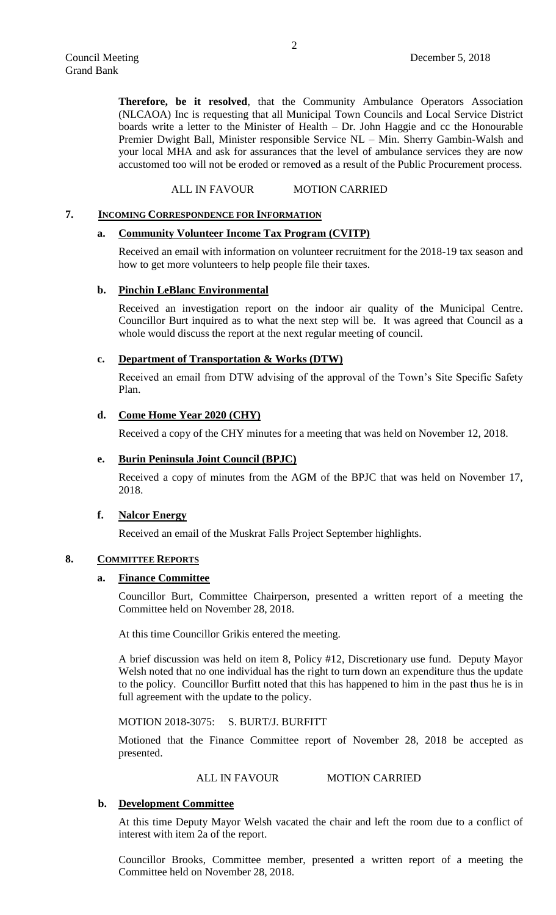**Therefore, be it resolved**, that the Community Ambulance Operators Association (NLCAOA) Inc is requesting that all Municipal Town Councils and Local Service District boards write a letter to the Minister of Health – Dr. John Haggie and cc the Honourable Premier Dwight Ball, Minister responsible Service NL – Min. Sherry Gambin-Walsh and your local MHA and ask for assurances that the level of ambulance services they are now accustomed too will not be eroded or removed as a result of the Public Procurement process.

ALL IN FAVOUR MOTION CARRIED

## 7. Incoming Correspondence for Information

### a. Community Volunteer Income Tax Program (CVITP)

Received an email with information on volunteer recruitment for the 2018-19 tax season and how to get more volunteers to help people file their taxes.

### b. Pinchin LeBlanc Environmental

Received an investigation report on the indoor air quality of the Municipal Centre. Councillor Burt inquired as to what the next step will be. It was agreed that Council as a whole would discuss the report at the next regular meeting of council.

### c. Department of Transportation & Works (DTW)

Received an email from DTW advising of the approval of the Town's Site Specific Safety Plan.

### d. Come Home Year 2020 (CHY)

Received a copy of the CHY minutes for a meeting that was held on November 12, 2018.

### e. Burin Peninsula Joint Council (BPJC)

Received a copy of minutes from the AGM of the BPJC that was held on November 17, 2018.

### f. Nalcor Energy

Received an email of the Muskrat Falls Project September highlights.

## 8. Committee Reports

### a. Finance Committee

Councillor Burt, Committee Chairperson, presented a written report of a meeting the Committee held on November 28, 2018.

At this time Councillor Grikis entered the meeting.

A brief discussion was held on item 8, Policy #12, Discretionary use fund. Deputy Mayor Welsh noted that no one individual has the right to turn down an expenditure thus the update to the policy. Councillor Burfitt noted that this has happened to him in the past thus he is in full agreement with the update to the policy.

MOTION 2018-3075: S. BURT/J. BURFITT

Motioned that the Finance Committee report of November 28, 2018 be accepted as presented.

ALL IN FAVOUR MOTION CARRIED

### b. Development Committee

At this time Deputy Mayor Welsh vacated the chair and left the room due to a conflict of interest with item 2a of the report.

Councillor Brooks, Committee member, presented a written report of a meeting the Committee held on November 28, 2018.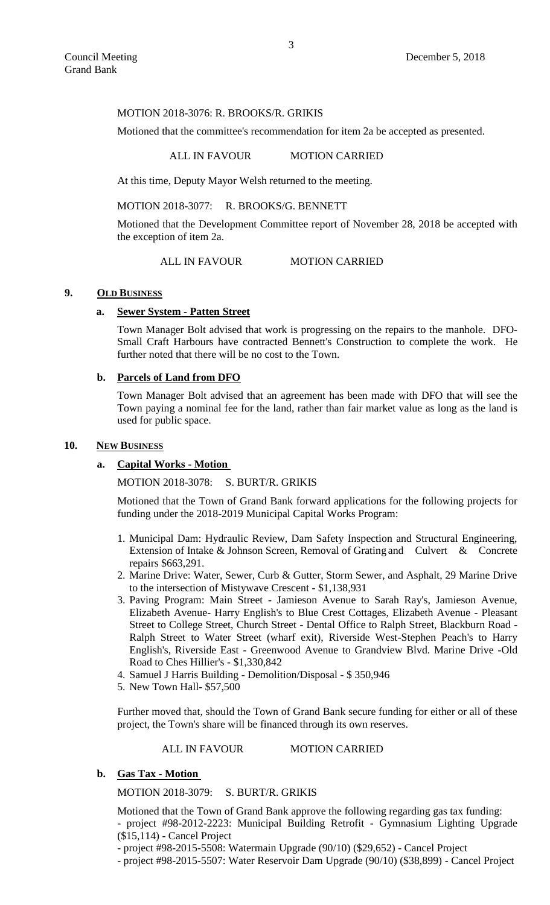MOTION 2018-3076: R. BROOKS/R. GRIKIS

Motioned that the committee's recommendation for item 2a be accepted as presented.

ALL IN FAVOUR MOTION CARRIED

At this time, Deputy Mayor Welsh returned to the meeting.

MOTION 2018-3077: R. BROOKS/G. BENNETT

Motioned that the Development Committee report of November 28, 2018 be accepted with the exception of item 2a.

ALL IN FAVOUR MOTION CARRIED

## 9. OLD BUSINESS

### a. Sewer System - Patten Street

Town Manager Bolt advised that work is progressing on the repairs to the manhole. DFO-Small Craft Harbours have contracted Bennett's Construction to complete the work. He further noted that there will be no cost to the Town.

### b. Parcels of Land from DFO

Town Manager Bolt advised that an agreement has been made with DFO that will see the Town paying a nominal fee for the land, rather than fair market value as long as the land is used for public space.

## 10. NEW BUSINESS

### a. Capital Works - Motion

MOTION 2018-3078: S. BURT/R. GRIKIS

Motioned that the Town of Grand Bank forward applications for the following projects for funding under the 2018-2019 Municipal Capital Works Program:

1. Municipal Dam: Hydraulic Review, Dam Safety Inspection and Structural Engineering, Extension of Intake & Johnson Screen, Removal of Grating and Culvert & Concrete repairs $663,291.
2. Marine Drive: Water, Sewer, Curb & Gutter, Storm Sewer, and Asphalt, 29 Marine Drive to the intersection of Mistywave Crescent - $1,138,931
3. Paving Program: Main Street - Jamieson Avenue to Sarah Ray's, Jamieson Avenue, Elizabeth Avenue- Harry English's to Blue Crest Cottages, Elizabeth Avenue - Pleasant Street to College Street, Church Street - Dental Office to Ralph Street, Blackburn Road - Ralph Street to Water Street (wharf exit), Riverside West-Stephen Peach's to Harry English's, Riverside East - Greenwood Avenue to Grandview Blvd. Marine Drive -Old Road to Ches Hillier's - $1,330,842
4. Samuel J Harris Building - Demolition/Disposal - $ 350,946
5. New Town Hall- $57,500

Further moved that, should the Town of Grand Bank secure funding for either or all of these project, the Town's share will be financed through its own reserves.

ALL IN FAVOUR MOTION CARRIED

### b. Gas Tax - Motion

MOTION 2018-3079: S. BURT/R. GRIKIS

Motioned that the Town of Grand Bank approve the following regarding gas tax funding:

- project #98-2012-2223: Municipal Building Retrofit - Gymnasium Lighting Upgrade ($15,114) - Cancel Project
- project #98-2015-5508: Watermain Upgrade (90/10) ($29,652) - Cancel Project
- project #98-2015-5507: Water Reservoir Dam Upgrade (90/10) ($38,899) - Cancel Project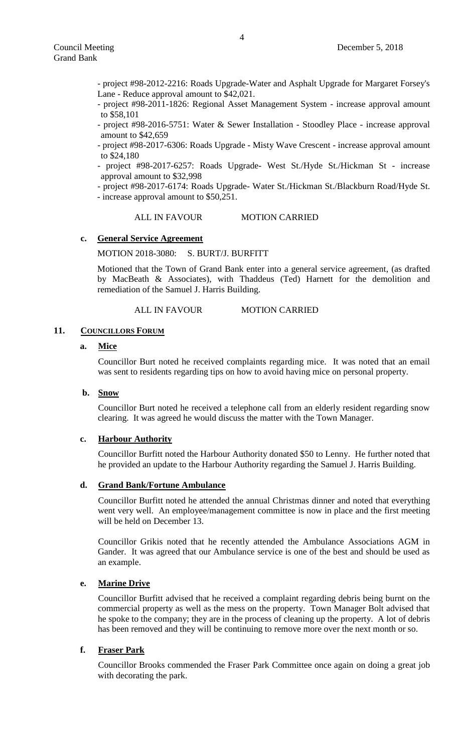- project #98-2012-2216: Roads Upgrade-Water and Asphalt Upgrade for Margaret Forsey's Lane - Reduce approval amount to $42,021.

- project #98-2011-1826: Regional Asset Management System - increase approval amount to $58,101

- project #98-2016-5751: Water & Sewer Installation - Stoodley Place - increase approval amount to $42,659

- project #98-2017-6306: Roads Upgrade - Misty Wave Crescent - increase approval amount to $24,180

- project #98-2017-6257: Roads Upgrade- West St./Hyde St./Hickman St - increase approval amount to $32,998

- project #98-2017-6174: Roads Upgrade- Water St./Hickman St./Blackburn Road/Hyde St. - increase approval amount to $50,251.

ALL IN FAVOUR MOTION CARRIED

### c. General Service Agreement

MOTION 2018-3080: S. BURT/J. BURFITT

Motioned that the Town of Grand Bank enter into a general service agreement, (as drafted by MacBeath & Associates), with Thaddeus (Ted) Harnett for the demolition and remediation of the Samuel J. Harris Building.

ALL IN FAVOUR MOTION CARRIED

## 11. COUNCILLORS FORUM

### a. Mice

Councillor Burt noted he received complaints regarding mice. It was noted that an email was sent to residents regarding tips on how to avoid having mice on personal property.

### b. Snow

Councillor Burt noted he received a telephone call from an elderly resident regarding snow clearing. It was agreed he would discuss the matter with the Town Manager.

### c. Harbour Authority

Councillor Burfitt noted the Harbour Authority donated $50 to Lenny. He further noted that he provided an update to the Harbour Authority regarding the Samuel J. Harris Building.

### d. Grand Bank/Fortune Ambulance

Councillor Burfitt noted he attended the annual Christmas dinner and noted that everything went very well. An employee/management committee is now in place and the first meeting will be held on December 13.

Councillor Grikis noted that he recently attended the Ambulance Associations AGM in Gander. It was agreed that our Ambulance service is one of the best and should be used as an example.

### e. Marine Drive

Councillor Burfitt advised that he received a complaint regarding debris being burnt on the commercial property as well as the mess on the property. Town Manager Bolt advised that he spoke to the company; they are in the process of cleaning up the property. A lot of debris has been removed and they will be continuing to remove more over the next month or so.

### f. Fraser Park

Councillor Brooks commended the Fraser Park Committee once again on doing a great job with decorating the park.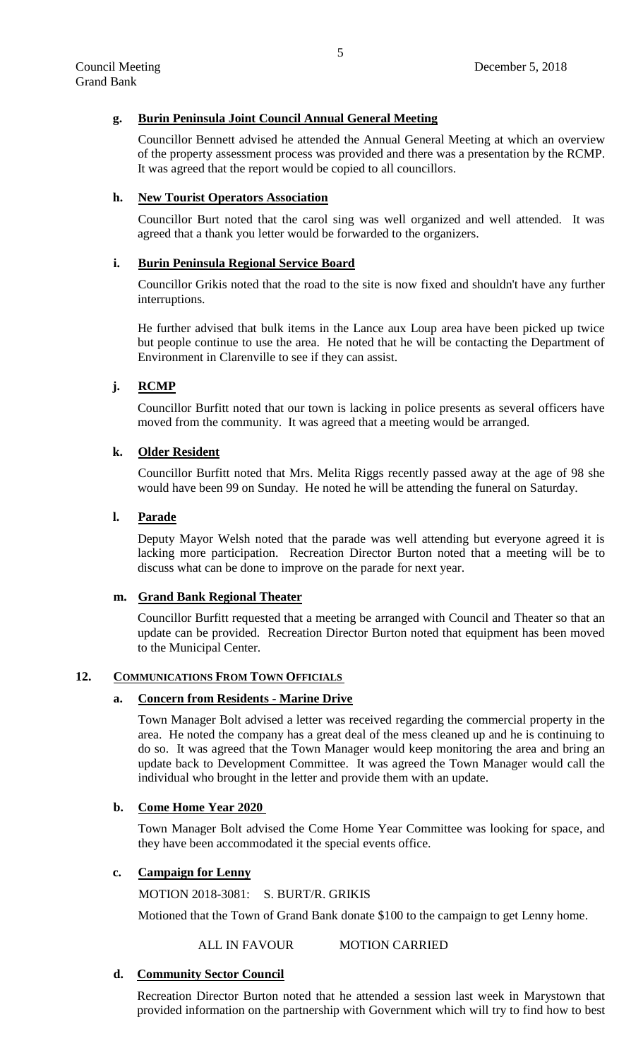**g. Burin Peninsula Joint Council Annual General Meeting**

Councillor Bennett advised he attended the Annual General Meeting at which an overview of the property assessment process was provided and there was a presentation by the RCMP. It was agreed that the report would be copied to all councillors.

**h. New Tourist Operators Association**

Councillor Burt noted that the carol sing was well organized and well attended. It was agreed that a thank you letter would be forwarded to the organizers.

**i. Burin Peninsula Regional Service Board**

Councillor Grikis noted that the road to the site is now fixed and shouldn't have any further interruptions.

He further advised that bulk items in the Lance aux Loup area have been picked up twice but people continue to use the area. He noted that he will be contacting the Department of Environment in Clarenville to see if they can assist.

**j. RCMP**

Councillor Burfitt noted that our town is lacking in police presents as several officers have moved from the community. It was agreed that a meeting would be arranged.

**k. Older Resident**

Councillor Burfitt noted that Mrs. Melita Riggs recently passed away at the age of 98 she would have been 99 on Sunday. He noted he will be attending the funeral on Saturday.

**l. Parade**

Deputy Mayor Welsh noted that the parade was well attending but everyone agreed it is lacking more participation. Recreation Director Burton noted that a meeting will be to discuss what can be done to improve on the parade for next year.

**m. Grand Bank Regional Theater**

Councillor Burfitt requested that a meeting be arranged with Council and Theater so that an update can be provided. Recreation Director Burton noted that equipment has been moved to the Municipal Center.

## 12. COMMUNICATIONS FROM TOWN OFFICIALS

**a. Concern from Residents - Marine Drive**

Town Manager Bolt advised a letter was received regarding the commercial property in the area. He noted the company has a great deal of the mess cleaned up and he is continuing to do so. It was agreed that the Town Manager would keep monitoring the area and bring an update back to Development Committee. It was agreed the Town Manager would call the individual who brought in the letter and provide them with an update.

**b. Come Home Year 2020**

Town Manager Bolt advised the Come Home Year Committee was looking for space, and they have been accommodated it the special events office.

**c. Campaign for Lenny**

MOTION 2018-3081: S. BURT/R. GRIKIS

Motioned that the Town of Grand Bank donate $100 to the campaign to get Lenny home.

ALL IN FAVOUR MOTION CARRIED

**d. Community Sector Council**

Recreation Director Burton noted that he attended a session last week in Marystown that provided information on the partnership with Government which will try to find how to best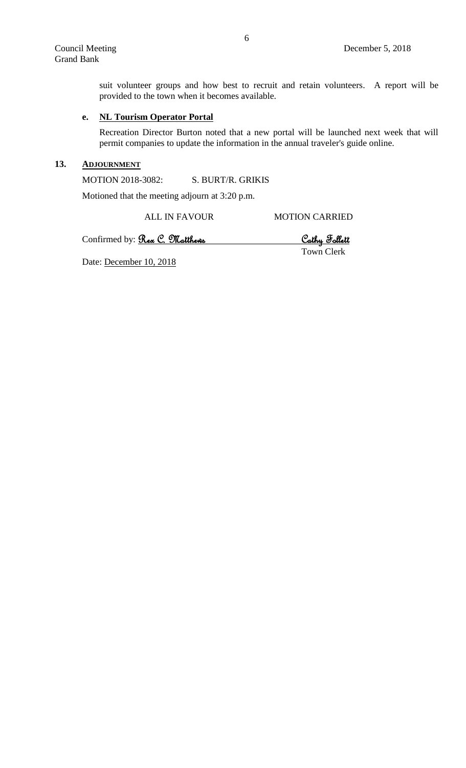suit volunteer groups and how best to recruit and retain volunteers. A report will be provided to the town when it becomes available.

**e. NL Tourism Operator Portal**

Recreation Director Burton noted that a new portal will be launched next week that will permit companies to update the information in the annual traveler's guide online.

## 13. ADJOURNMENT

MOTION 2018-3082: S. BURT/R. GRIKIS

Motioned that the meeting adjourn at 3:20 p.m.

ALL IN FAVOUR MOTION CARRIED

Confirmed by: Rex C. Matthews Cathy Follett
Town Clerk

Date: December 10, 2018